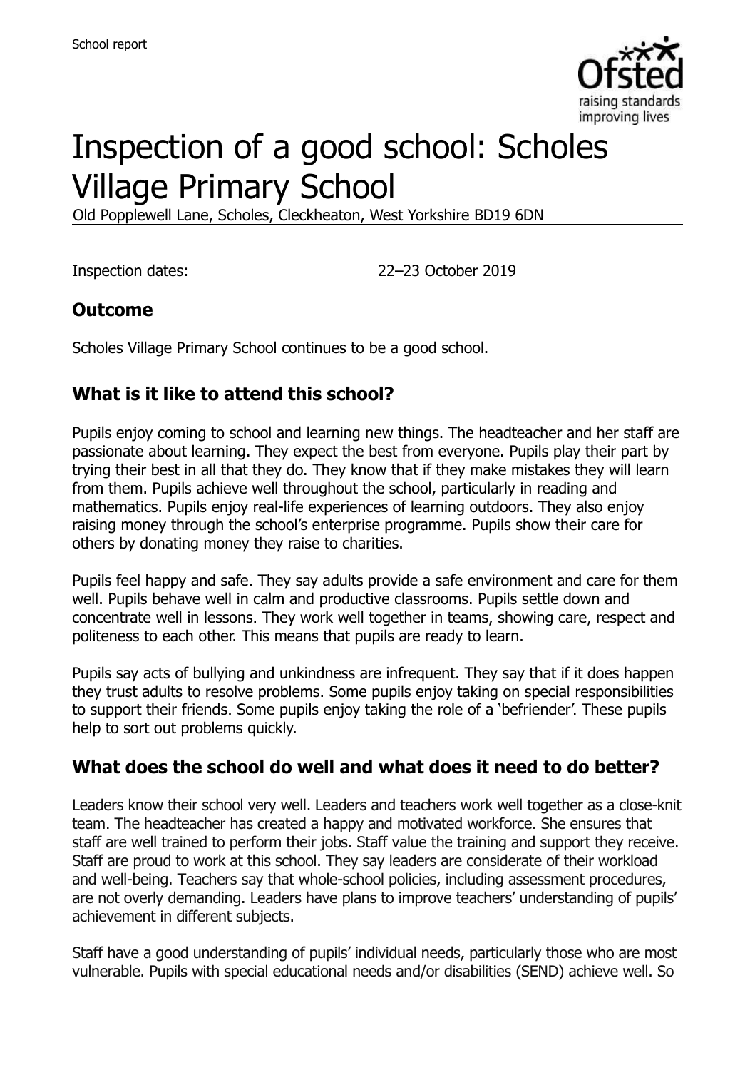# Inspection of a good school: Scholes Village Primary School

Old Popplewell Lane, Scholes, Cleckheaton, West Yorkshire BD19 6DN

Inspection dates: 22–23 October 2019

## Outcome

Scholes Village Primary School continues to be a good school.

## What is it like to attend this school?

Pupils enjoy coming to school and learning new things. The headteacher and her staff are passionate about learning. They expect the best from everyone. Pupils play their part by trying their best in all that they do. They know that if they make mistakes they will learn from them. Pupils achieve well throughout the school, particularly in reading and mathematics. Pupils enjoy real-life experiences of learning outdoors. They also enjoy raising money through the school's enterprise programme. Pupils show their care for others by donating money they raise to charities.

Pupils feel happy and safe. They say adults provide a safe environment and care for them well. Pupils behave well in calm and productive classrooms. Pupils settle down and concentrate well in lessons. They work well together in teams, showing care, respect and politeness to each other. This means that pupils are ready to learn.

Pupils say acts of bullying and unkindness are infrequent. They say that if it does happen they trust adults to resolve problems. Some pupils enjoy taking on special responsibilities to support their friends. Some pupils enjoy taking the role of a 'befriender'. These pupils help to sort out problems quickly.

## What does the school do well and what does it need to do better?

Leaders know their school very well. Leaders and teachers work well together as a close-knit team. The headteacher has created a happy and motivated workforce. She ensures that staff are well trained to perform their jobs. Staff value the training and support they receive. Staff are proud to work at this school. They say leaders are considerate of their workload and well-being. Teachers say that whole-school policies, including assessment procedures, are not overly demanding. Leaders have plans to improve teachers' understanding of pupils' achievement in different subjects.

Staff have a good understanding of pupils' individual needs, particularly those who are most vulnerable. Pupils with special educational needs and/or disabilities (SEND) achieve well. So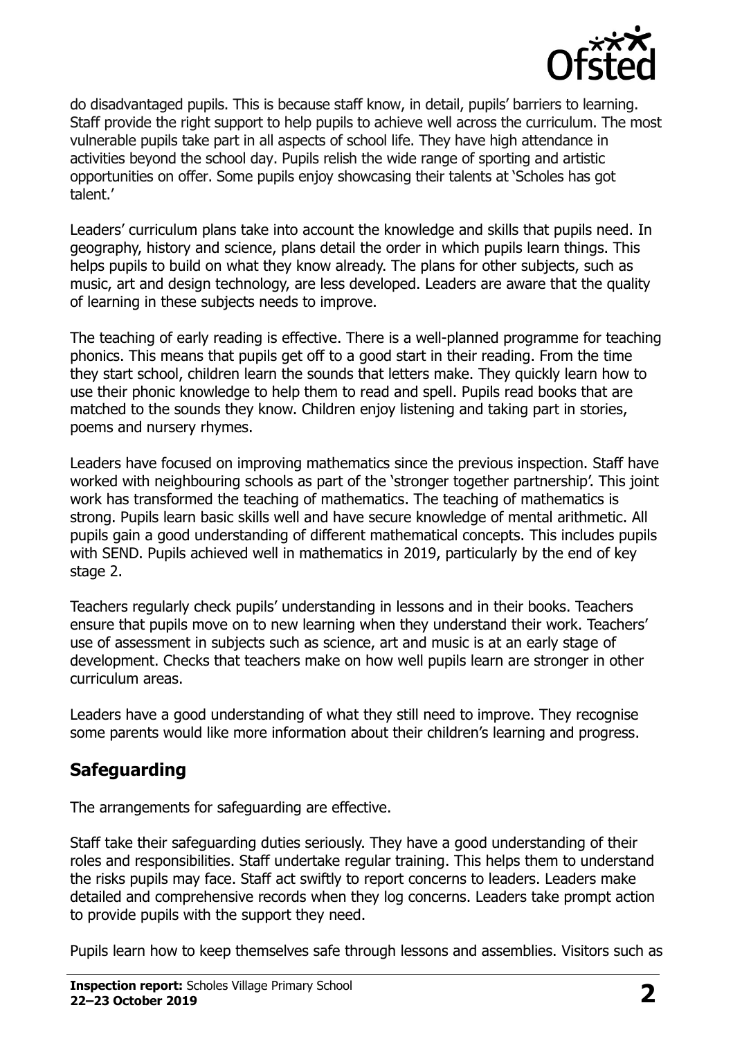do disadvantaged pupils. This is because staff know, in detail, pupils' barriers to learning. Staff provide the right support to help pupils to achieve well across the curriculum. The most vulnerable pupils take part in all aspects of school life. They have high attendance in activities beyond the school day. Pupils relish the wide range of sporting and artistic opportunities on offer. Some pupils enjoy showcasing their talents at 'Scholes has got talent.'

Leaders' curriculum plans take into account the knowledge and skills that pupils need. In geography, history and science, plans detail the order in which pupils learn things. This helps pupils to build on what they know already. The plans for other subjects, such as music, art and design technology, are less developed. Leaders are aware that the quality of learning in these subjects needs to improve.

The teaching of early reading is effective. There is a well-planned programme for teaching phonics. This means that pupils get off to a good start in their reading. From the time they start school, children learn the sounds that letters make. They quickly learn how to use their phonic knowledge to help them to read and spell. Pupils read books that are matched to the sounds they know. Children enjoy listening and taking part in stories, poems and nursery rhymes.

Leaders have focused on improving mathematics since the previous inspection. Staff have worked with neighbouring schools as part of the 'stronger together partnership'. This joint work has transformed the teaching of mathematics. The teaching of mathematics is strong. Pupils learn basic skills well and have secure knowledge of mental arithmetic. All pupils gain a good understanding of different mathematical concepts. This includes pupils with SEND. Pupils achieved well in mathematics in 2019, particularly by the end of key stage 2.

Teachers regularly check pupils' understanding in lessons and in their books. Teachers ensure that pupils move on to new learning when they understand their work. Teachers' use of assessment in subjects such as science, art and music is at an early stage of development. Checks that teachers make on how well pupils learn are stronger in other curriculum areas.

Leaders have a good understanding of what they still need to improve. They recognise some parents would like more information about their children's learning and progress.

## Safeguarding

The arrangements for safeguarding are effective.

Staff take their safeguarding duties seriously. They have a good understanding of their roles and responsibilities. Staff undertake regular training. This helps them to understand the risks pupils may face. Staff act swiftly to report concerns to leaders. Leaders make detailed and comprehensive records when they log concerns. Leaders take prompt action to provide pupils with the support they need.

Pupils learn how to keep themselves safe through lessons and assemblies. Visitors such as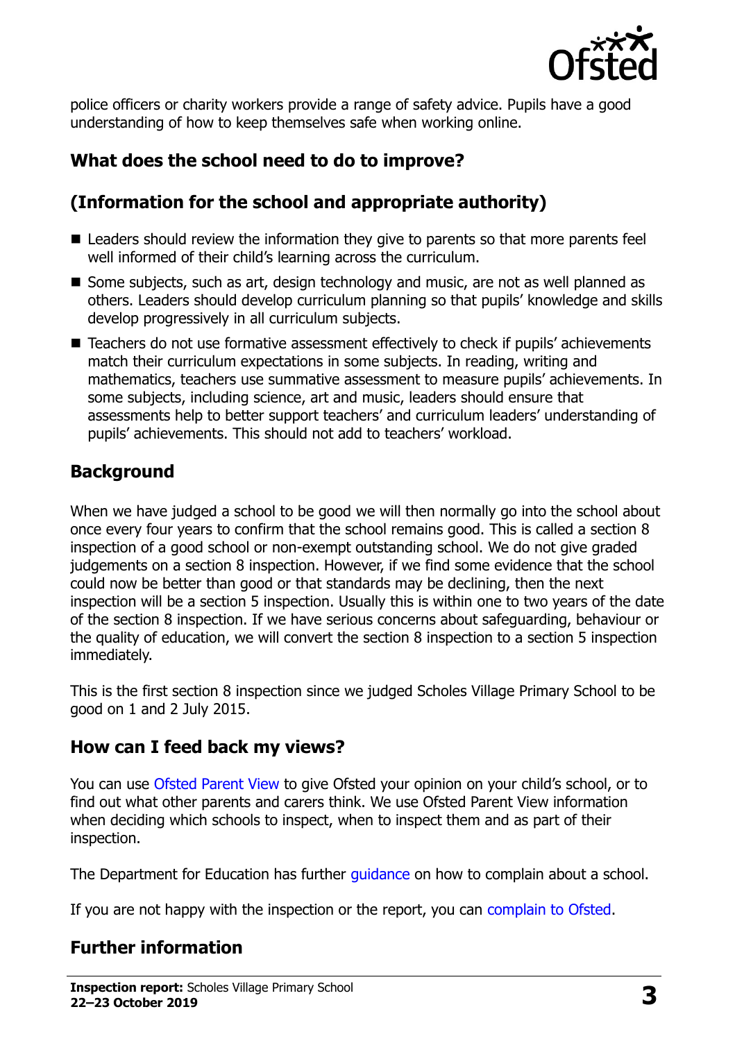police officers or charity workers provide a range of safety advice. Pupils have a good understanding of how to keep themselves safe when working online.

## What does the school need to do to improve?

## (Information for the school and appropriate authority)

- Leaders should review the information they give to parents so that more parents feel well informed of their child's learning across the curriculum.
- Some subjects, such as art, design technology and music, are not as well planned as others. Leaders should develop curriculum planning so that pupils' knowledge and skills develop progressively in all curriculum subjects.
- Teachers do not use formative assessment effectively to check if pupils' achievements match their curriculum expectations in some subjects. In reading, writing and mathematics, teachers use summative assessment to measure pupils' achievements. In some subjects, including science, art and music, leaders should ensure that assessments help to better support teachers' and curriculum leaders' understanding of pupils' achievements. This should not add to teachers' workload.

## Background

When we have judged a school to be good we will then normally go into the school about once every four years to confirm that the school remains good. This is called a section 8 inspection of a good school or non-exempt outstanding school. We do not give graded judgements on a section 8 inspection. However, if we find some evidence that the school could now be better than good or that standards may be declining, then the next inspection will be a section 5 inspection. Usually this is within one to two years of the date of the section 8 inspection. If we have serious concerns about safeguarding, behaviour or the quality of education, we will convert the section 8 inspection to a section 5 inspection immediately.

This is the first section 8 inspection since we judged Scholes Village Primary School to be good on 1 and 2 July 2015.

## How can I feed back my views?

You can use Ofsted Parent View to give Ofsted your opinion on your child's school, or to find out what other parents and carers think. We use Ofsted Parent View information when deciding which schools to inspect, when to inspect them and as part of their inspection.

The Department for Education has further guidance on how to complain about a school.

If you are not happy with the inspection or the report, you can complain to Ofsted.

## Further information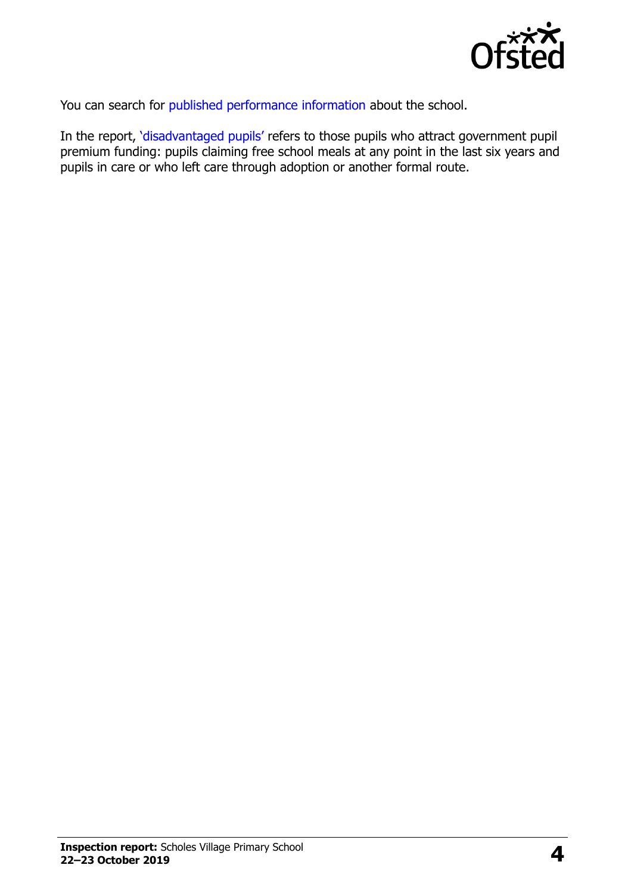You can search for published performance information about the school.

In the report, 'disadvantaged pupils' refers to those pupils who attract government pupil premium funding: pupils claiming free school meals at any point in the last six years and pupils in care or who left care through adoption or another formal route.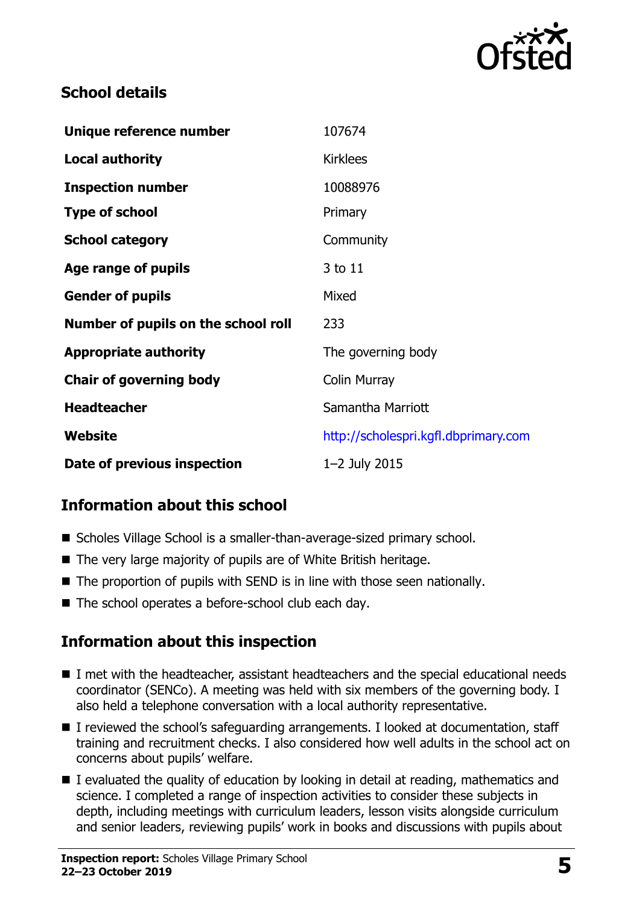## School details

| | |
|---|---|
| **Unique reference number** | 107674 |
| **Local authority** | Kirklees |
| **Inspection number** | 10088976 |
| **Type of school** | Primary |
| **School category** | Community |
| **Age range of pupils** | 3 to 11 |
| **Gender of pupils** | Mixed |
| **Number of pupils on the school roll** | 233 |
| **Appropriate authority** | The governing body |
| **Chair of governing body** | Colin Murray |
| **Headteacher** | Samantha Marriott |
| **Website** | http://scholespri.kgfl.dbprimary.com |
| **Date of previous inspection** | 1–2 July 2015 |

## Information about this school

- Scholes Village School is a smaller-than-average-sized primary school.
- The very large majority of pupils are of White British heritage.
- The proportion of pupils with SEND is in line with those seen nationally.
- The school operates a before-school club each day.

## Information about this inspection

- I met with the headteacher, assistant headteachers and the special educational needs coordinator (SENCo). A meeting was held with six members of the governing body. I also held a telephone conversation with a local authority representative.
- I reviewed the school's safeguarding arrangements. I looked at documentation, staff training and recruitment checks. I also considered how well adults in the school act on concerns about pupils' welfare.
- I evaluated the quality of education by looking in detail at reading, mathematics and science. I completed a range of inspection activities to consider these subjects in depth, including meetings with curriculum leaders, lesson visits alongside curriculum and senior leaders, reviewing pupils' work in books and discussions with pupils about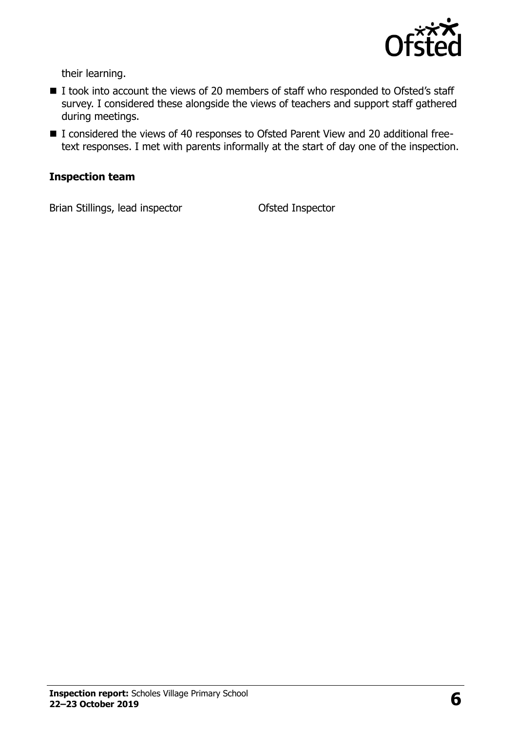their learning.

- I took into account the views of 20 members of staff who responded to Ofsted's staff survey. I considered these alongside the views of teachers and support staff gathered during meetings.
- I considered the views of 40 responses to Ofsted Parent View and 20 additional free-text responses. I met with parents informally at the start of day one of the inspection.

### Inspection team

| | |
| --- | --- |
| Brian Stillings, lead inspector | Ofsted Inspector |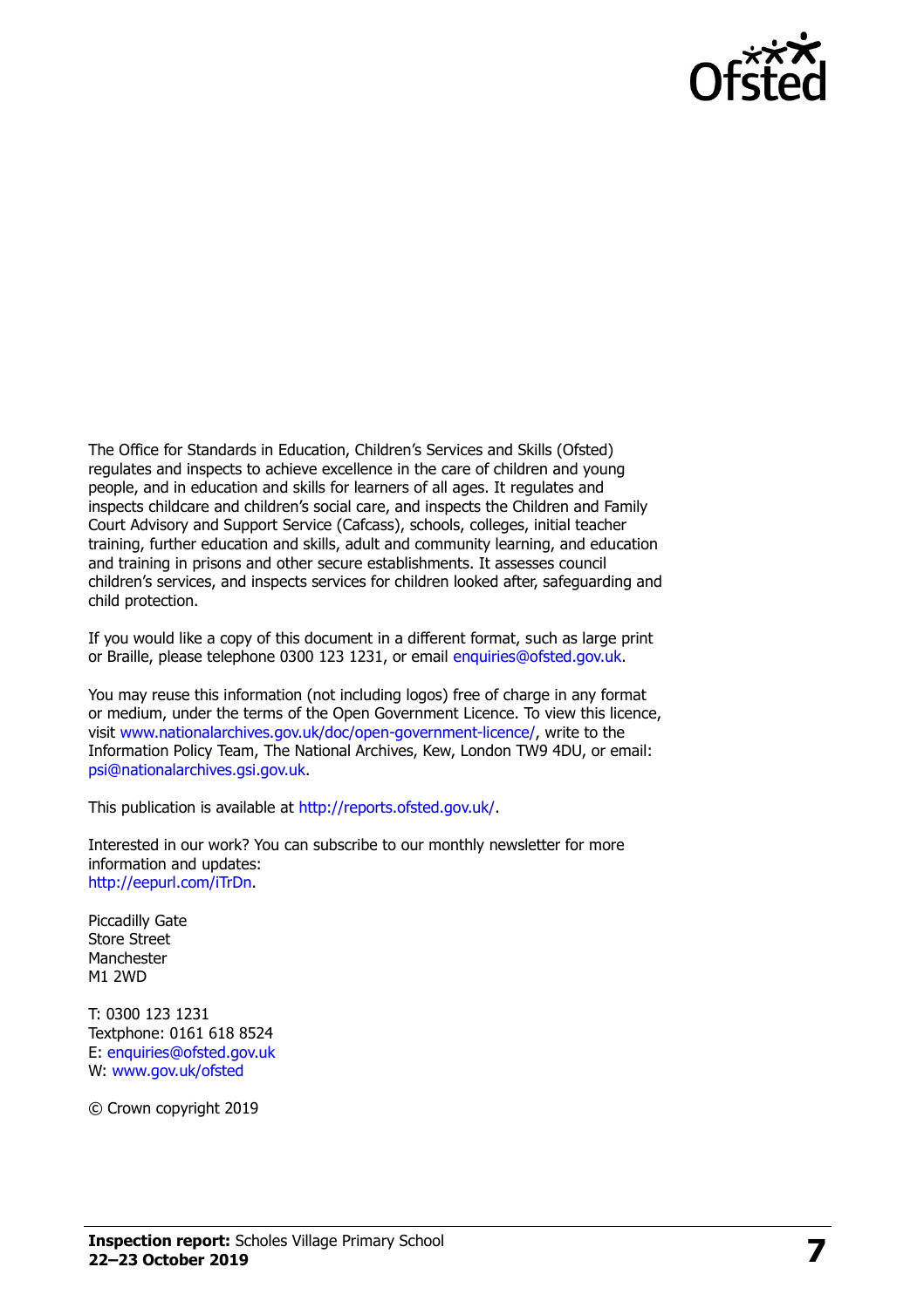The Office for Standards in Education, Children's Services and Skills (Ofsted) regulates and inspects to achieve excellence in the care of children and young people, and in education and skills for learners of all ages. It regulates and inspects childcare and children's social care, and inspects the Children and Family Court Advisory and Support Service (Cafcass), schools, colleges, initial teacher training, further education and skills, adult and community learning, and education and training in prisons and other secure establishments. It assesses council children's services, and inspects services for children looked after, safeguarding and child protection.

If you would like a copy of this document in a different format, such as large print or Braille, please telephone 0300 123 1231, or email enquiries@ofsted.gov.uk.

You may reuse this information (not including logos) free of charge in any format or medium, under the terms of the Open Government Licence. To view this licence, visit www.nationalarchives.gov.uk/doc/open-government-licence/, write to the Information Policy Team, The National Archives, Kew, London TW9 4DU, or email: psi@nationalarchives.gsi.gov.uk.

This publication is available at http://reports.ofsted.gov.uk/.

Interested in our work? You can subscribe to our monthly newsletter for more information and updates: http://eepurl.com/iTrDn.

Piccadilly Gate
Store Street
Manchester
M1 2WD

T: 0300 123 1231
Textphone: 0161 618 8524
E: enquiries@ofsted.gov.uk
W: www.gov.uk/ofsted

© Crown copyright 2019